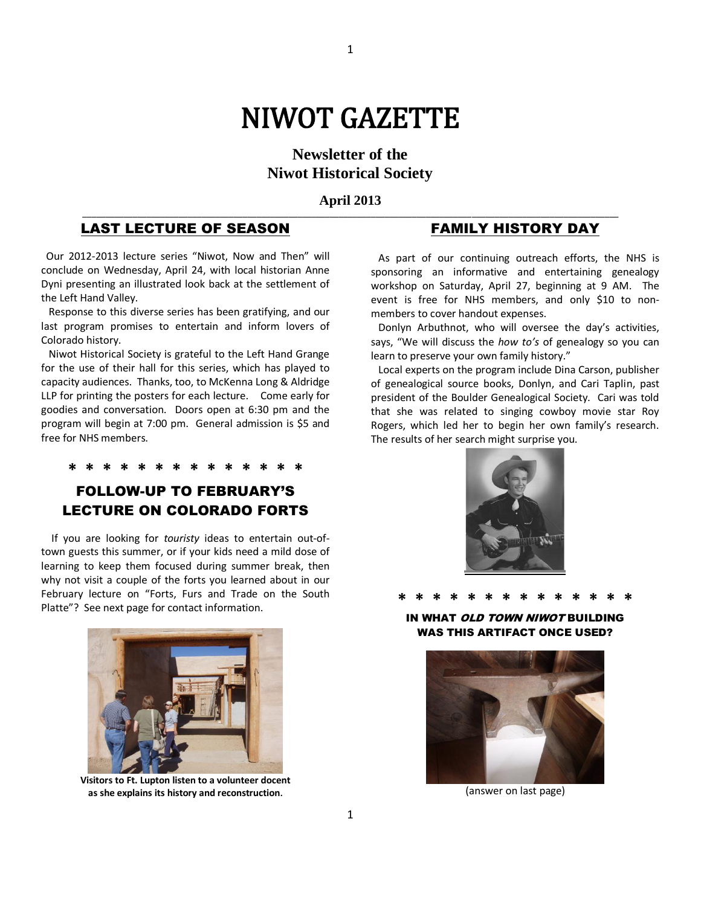# NIWOT GAZETTE

**Newsletter of the Niwot Historical Society**

**April 2013**

## LAST LECTURE OF SEASON

Our 2012-2013 lecture series "Niwot, Now and Then" will conclude on Wednesday, April 24, with local historian Anne Dyni presenting an illustrated look back at the settlement of the Left Hand Valley.

Response to this diverse series has been gratifying, and our last program promises to entertain and inform lovers of Colorado history.

Niwot Historical Society is grateful to the Left Hand Grange for the use of their hall for this series, which has played to capacity audiences. Thanks, too, to McKenna Long & Aldridge LLP for printing the posters for each lecture. Come early for goodies and conversation. Doors open at 6:30 pm and the program will begin at 7:00 pm. General admission is $5 and free for NHS members.

* * * * * * * * * * * * * * *

## FOLLOW-UP TO FEBRUARY'S LECTURE ON COLORADO FORTS

If you are looking for *touristy* ideas to entertain out-of-town guests this summer, or if your kids need a mild dose of learning to keep them focused during summer break, then why not visit a couple of the forts you learned about in our February lecture on "Forts, Furs and Trade on the South Platte"? See next page for contact information.

**Visitors to Ft. Lupton listen to a volunteer docent as she explains its history and reconstruction.**

## FAMILY HISTORY DAY

As part of our continuing outreach efforts, the NHS is sponsoring an informative and entertaining genealogy workshop on Saturday, April 27, beginning at 9 AM. The event is free for NHS members, and only $10 to non-members to cover handout expenses.

Donlyn Arbuthnot, who will oversee the day's activities, says, "We will discuss the *how to's* of genealogy so you can learn to preserve your own family history."

Local experts on the program include Dina Carson, publisher of genealogical source books, Donlyn, and Cari Taplin, past president of the Boulder Genealogical Society. Cari was told that she was related to singing cowboy movie star Roy Rogers, which led her to begin her own family's research. The results of her search might surprise you.

* * * * * * * * * * * * * * *

### IN WHAT *OLD TOWN NIWOT* BUILDING WAS THIS ARTIFACT ONCE USED?

(answer on last page)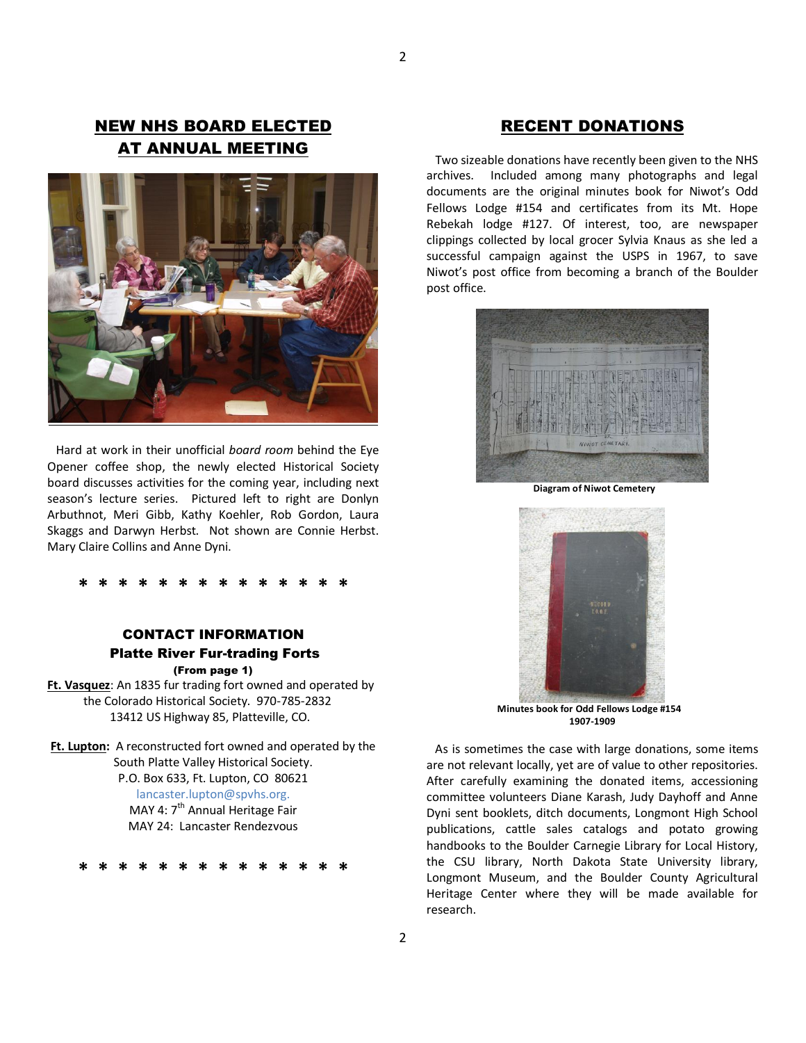## NEW NHS BOARD ELECTED AT ANNUAL MEETING

Hard at work in their unofficial *board room* behind the Eye Opener coffee shop, the newly elected Historical Society board discusses activities for the coming year, including next season's lecture series. Pictured left to right are Donlyn Arbuthnot, Meri Gibb, Kathy Koehler, Rob Gordon, Laura Skaggs and Darwyn Herbst. Not shown are Connie Herbst. Mary Claire Collins and Anne Dyni.

* * * * * * * * * * * * * *

### CONTACT INFORMATION

### Platte River Fur-trading Forts

**(From page 1)**

**Ft. Vasquez**: An 1835 fur trading fort owned and operated by the Colorado Historical Society. 970-785-2832
13412 US Highway 85, Platteville, CO.

**Ft. Lupton:** A reconstructed fort owned and operated by the South Platte Valley Historical Society.
P.O. Box 633, Ft. Lupton, CO 80621
lancaster.lupton@spvhs.org.
MAY 4: 7th Annual Heritage Fair
MAY 24: Lancaster Rendezvous

* * * * * * * * * * * * * *

## RECENT DONATIONS

Two sizeable donations have recently been given to the NHS archives. Included among many photographs and legal documents are the original minutes book for Niwot's Odd Fellows Lodge #154 and certificates from its Mt. Hope Rebekah lodge #127. Of interest, too, are newspaper clippings collected by local grocer Sylvia Knaus as she led a successful campaign against the USPS in 1967, to save Niwot's post office from becoming a branch of the Boulder post office.

**Diagram of Niwot Cemetery**

**Minutes book for Odd Fellows Lodge #154 1907-1909**

As is sometimes the case with large donations, some items are not relevant locally, yet are of value to other repositories. After carefully examining the donated items, accessioning committee volunteers Diane Karash, Judy Dayhoff and Anne Dyni sent booklets, ditch documents, Longmont High School publications, cattle sales catalogs and potato growing handbooks to the Boulder Carnegie Library for Local History, the CSU library, North Dakota State University library, Longmont Museum, and the Boulder County Agricultural Heritage Center where they will be made available for research.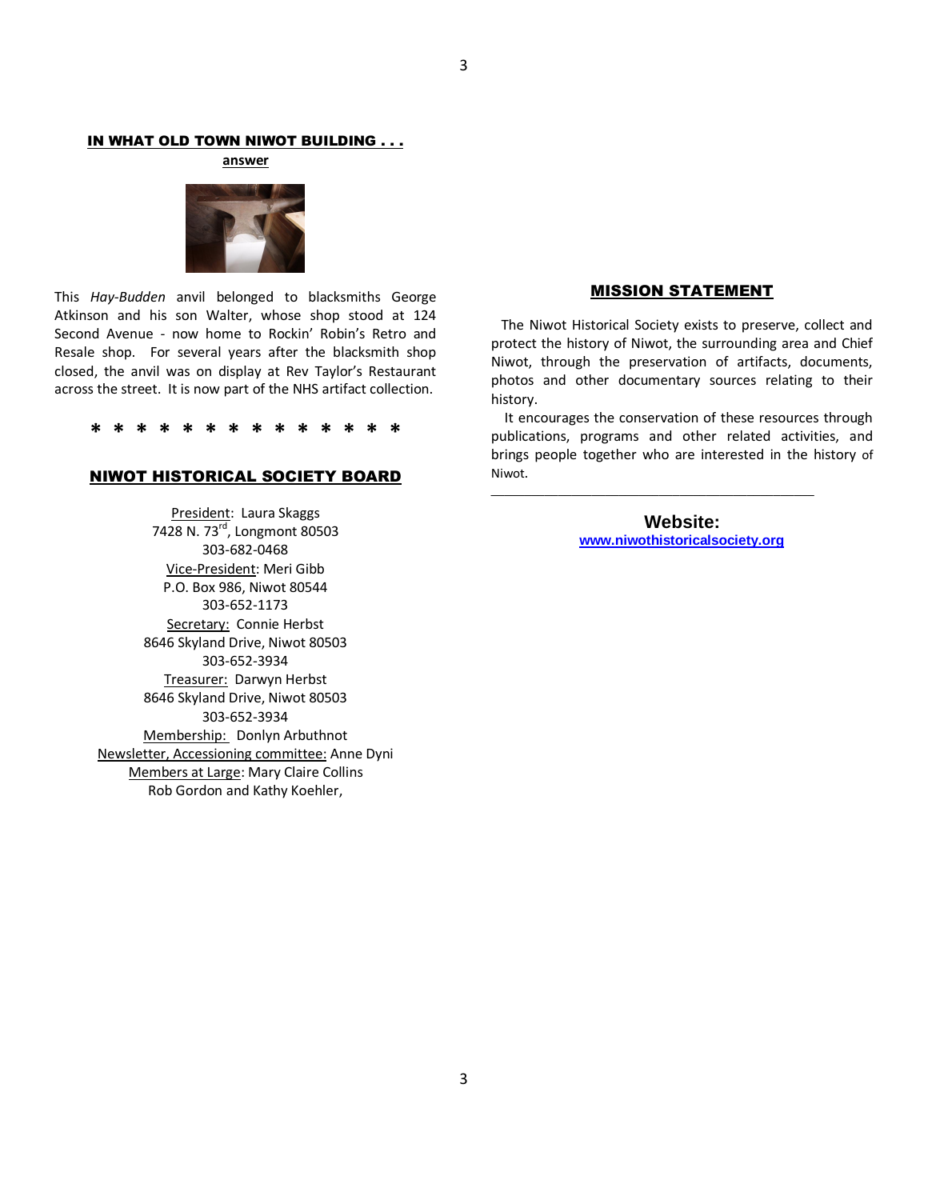## IN WHAT OLD TOWN NIWOT BUILDING . . .

**answer**

This *Hay-Budden* anvil belonged to blacksmiths George Atkinson and his son Walter, whose shop stood at 124 Second Avenue - now home to Rockin' Robin's Retro and Resale shop. For several years after the blacksmith shop closed, the anvil was on display at Rev Taylor's Restaurant across the street. It is now part of the NHS artifact collection.

\* \* \* \* \* \* \* \* \* \* \* \* \* \*

## NIWOT HISTORICAL SOCIETY BOARD

President: Laura Skaggs
7428 N. 73rd, Longmont 80503
303-682-0468

Vice-President: Meri Gibb
P.O. Box 986, Niwot 80544
303-652-1173

Secretary: Connie Herbst
8646 Skyland Drive, Niwot 80503
303-652-3934

Treasurer: Darwyn Herbst
8646 Skyland Drive, Niwot 80503
303-652-3934

Membership: Donlyn Arbuthnot

Newsletter, Accessioning committee: Anne Dyni

Members at Large: Mary Claire Collins
Rob Gordon and Kathy Koehler,

## MISSION STATEMENT

The Niwot Historical Society exists to preserve, collect and protect the history of Niwot, the surrounding area and Chief Niwot, through the preservation of artifacts, documents, photos and other documentary sources relating to their history.

It encourages the conservation of these resources through publications, programs and other related activities, and brings people together who are interested in the history of Niwot.

---

**Website:**
www.niwothistoricalsociety.org